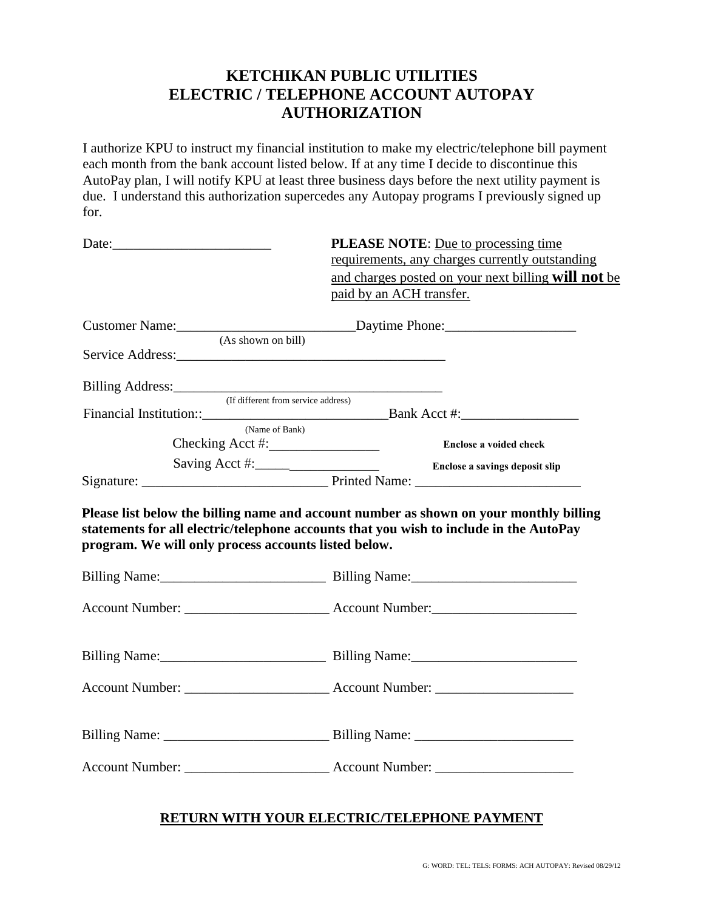# KETCHIKAN PUBLIC UTILITIES
# ELECTRIC / TELEPHONE ACCOUNT AUTOPAY AUTHORIZATION

I authorize KPU to instruct my financial institution to make my electric/telephone bill payment each month from the bank account listed below. If at any time I decide to discontinue this AutoPay plan, I will notify KPU at least three business days before the next utility payment is due. I understand this authorization supercedes any Autopay programs I previously signed up for.

Date:_______________________

**PLEASE NOTE**: Due to processing time requirements, any charges currently outstanding and charges posted on your next billing **will not** be paid by an ACH transfer.

Customer Name:__________________________ Daytime Phone:___________________
(As shown on bill)

Service Address:_______________________________________

Billing Address:_______________________________________
(If different from service address)

Financial Institution::___________________________ Bank Acct #:_________________
(Name of Bank)

Checking Acct #:________________ **Enclose a voided check**

Saving Acct #:_____________ **Enclose a savings deposit slip**

Signature: ___________________________ Printed Name: ________________________

**Please list below the billing name and account number as shown on your monthly billing statements for all electric/telephone accounts that you wish to include in the AutoPay program. We will only process accounts listed below.**

Billing Name:________________________ Billing Name:________________________

Account Number: ____________________ Account Number:____________________

Billing Name:________________________ Billing Name:________________________

Account Number: ____________________ Account Number: ____________________

Billing Name: ________________________ Billing Name: _______________________

Account Number: ____________________ Account Number: ____________________

**RETURN WITH YOUR ELECTRIC/TELEPHONE PAYMENT**

G: WORD: TEL: TELS: FORMS: ACH AUTOPAY: Revised 08/29/12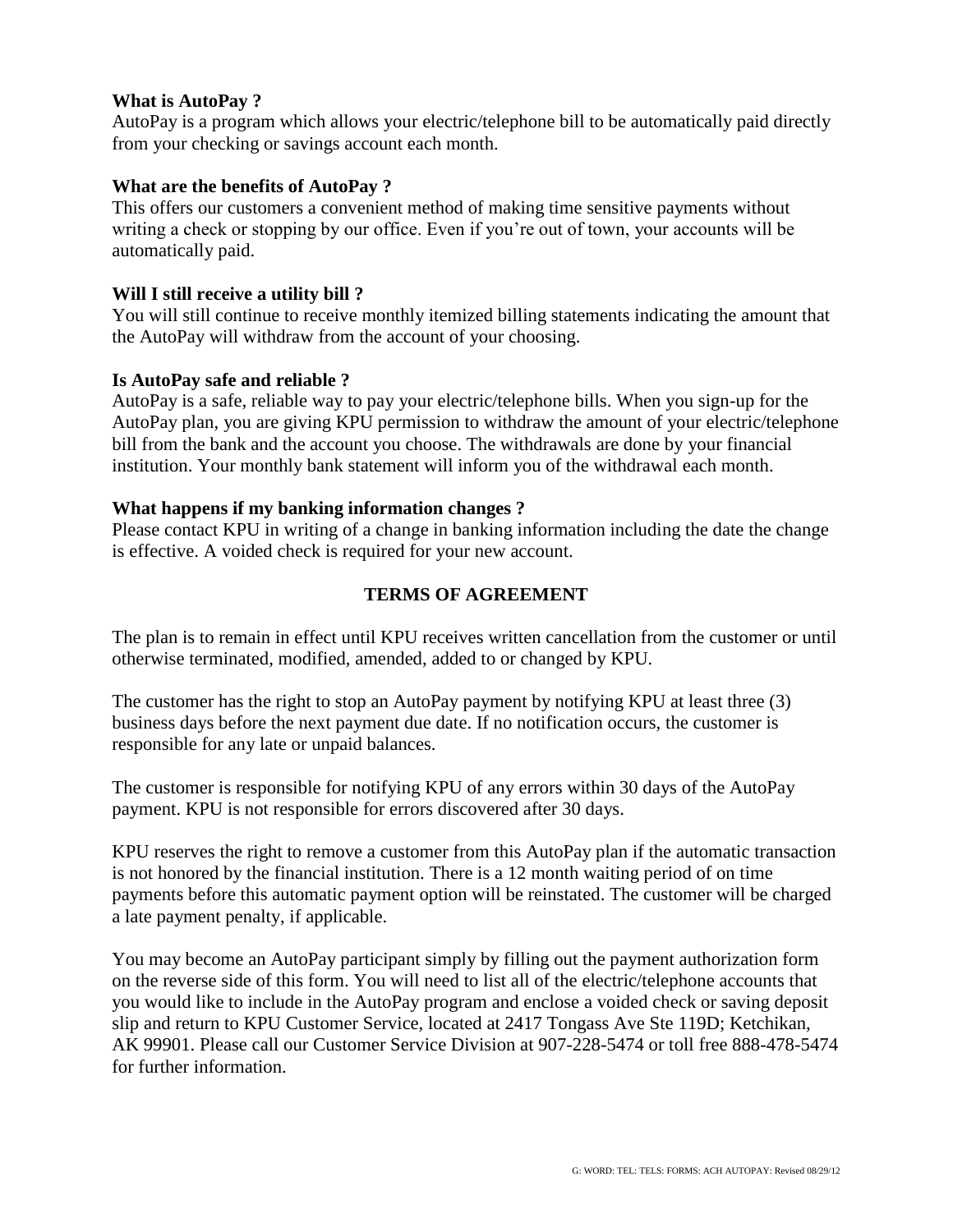**What is AutoPay ?**
AutoPay is a program which allows your electric/telephone bill to be automatically paid directly from your checking or savings account each month.

**What are the benefits of AutoPay ?**
This offers our customers a convenient method of making time sensitive payments without writing a check or stopping by our office. Even if you're out of town, your accounts will be automatically paid.

**Will I still receive a utility bill ?**
You will still continue to receive monthly itemized billing statements indicating the amount that the AutoPay will withdraw from the account of your choosing.

**Is AutoPay safe and reliable ?**
AutoPay is a safe, reliable way to pay your electric/telephone bills. When you sign-up for the AutoPay plan, you are giving KPU permission to withdraw the amount of your electric/telephone bill from the bank and the account you choose. The withdrawals are done by your financial institution. Your monthly bank statement will inform you of the withdrawal each month.

**What happens if my banking information changes ?**
Please contact KPU in writing of a change in banking information including the date the change is effective. A voided check is required for your new account.

## TERMS OF AGREEMENT

The plan is to remain in effect until KPU receives written cancellation from the customer or until otherwise terminated, modified, amended, added to or changed by KPU.

The customer has the right to stop an AutoPay payment by notifying KPU at least three (3) business days before the next payment due date. If no notification occurs, the customer is responsible for any late or unpaid balances.

The customer is responsible for notifying KPU of any errors within 30 days of the AutoPay payment. KPU is not responsible for errors discovered after 30 days.

KPU reserves the right to remove a customer from this AutoPay plan if the automatic transaction is not honored by the financial institution. There is a 12 month waiting period of on time payments before this automatic payment option will be reinstated. The customer will be charged a late payment penalty, if applicable.

You may become an AutoPay participant simply by filling out the payment authorization form on the reverse side of this form. You will need to list all of the electric/telephone accounts that you would like to include in the AutoPay program and enclose a voided check or saving deposit slip and return to KPU Customer Service, located at 2417 Tongass Ave Ste 119D; Ketchikan, AK 99901. Please call our Customer Service Division at 907-228-5474 or toll free 888-478-5474 for further information.

G: WORD: TEL: TELS: FORMS: ACH AUTOPAY: Revised 08/29/12